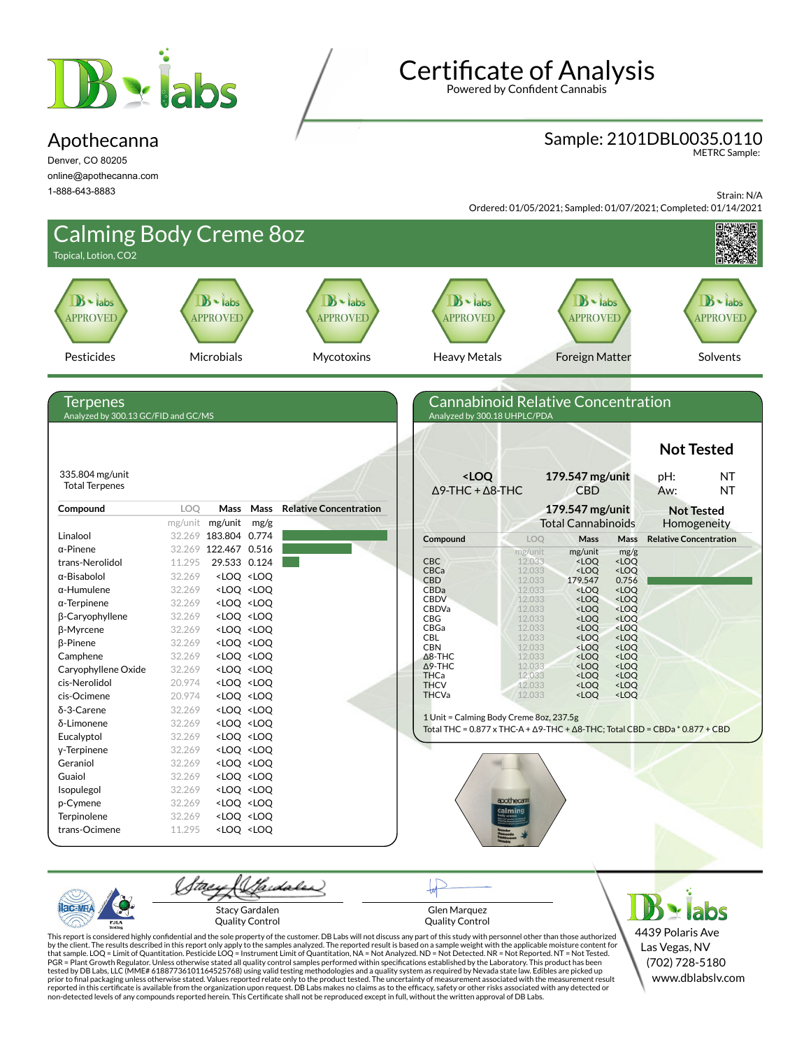# Certificate of Analysis

Powered by Confident Cannabis

## Apothecanna

Denver, CO 80205
online@apothecanna.com
1-888-643-8883

**Sample: 2101DBL0035.0110**
METRC Sample:

Strain: N/A
Ordered: 01/05/2021; Sampled: 01/07/2021; Completed: 01/14/2021

# Calming Body Creme 8oz

Topical, Lotion, CO2

| Pesticides | Microbials | Mycotoxins | Heavy Metals | Foreign Matter | Solvents |
|---|---|---|---|---|---|
| APPROVED | APPROVED | APPROVED | APPROVED | APPROVED | APPROVED |

## Terpenes

Analyzed by 300.13 GC/FID and GC/MS

335.804 mg/unit
Total Terpenes

| Compound | LOQ (mg/unit) | Mass (mg/unit) | Mass (mg/g) |
|---|---|---|---|
| Linalool | 32.269 | 183.804 | 0.774 |
| α-Pinene | 32.269 | 122.467 | 0.516 |
| trans-Nerolidol | 11.295 | 29.533 | 0.124 |
| α-Bisabolol | 32.269 | <LOQ | <LOQ |
| α-Humulene | 32.269 | <LOQ | <LOQ |
| α-Terpinene | 32.269 | <LOQ | <LOQ |
| β-Caryophyllene | 32.269 | <LOQ | <LOQ |
| β-Myrcene | 32.269 | <LOQ | <LOQ |
| β-Pinene | 32.269 | <LOQ | <LOQ |
| Camphene | 32.269 | <LOQ | <LOQ |
| Caryophyllene Oxide | 32.269 | <LOQ | <LOQ |
| cis-Nerolidol | 20.974 | <LOQ | <LOQ |
| cis-Ocimene | 20.974 | <LOQ | <LOQ |
| δ-3-Carene | 32.269 | <LOQ | <LOQ |
| δ-Limonene | 32.269 | <LOQ | <LOQ |
| Eucalyptol | 32.269 | <LOQ | <LOQ |
| γ-Terpinene | 32.269 | <LOQ | <LOQ |
| Geraniol | 32.269 | <LOQ | <LOQ |
| Guaiol | 32.269 | <LOQ | <LOQ |
| Isopulegol | 32.269 | <LOQ | <LOQ |
| p-Cymene | 32.269 | <LOQ | <LOQ |
| Terpinolene | 32.269 | <LOQ | <LOQ |
| trans-Ocimene | 11.295 | <LOQ | <LOQ |

## Cannabinoid Relative Concentration

Analyzed by 300.18 UHPLC/PDA

**<LOQ** Δ9-THC + Δ8-THC

**179.547 mg/unit** CBD

**179.547 mg/unit** Total Cannabinoids

**Not Tested**
pH: NT
Aw: NT

**Not Tested** Homogeneity

| Compound | LOQ (mg/unit) | Mass (mg/unit) | Mass (mg/g) |
|---|---|---|---|
| CBC | 12.033 | <LOQ | <LOQ |
| CBCa | 12.033 | <LOQ | <LOQ |
| CBD | 12.033 | 179.547 | 0.756 |
| CBDa | 12.033 | <LOQ | <LOQ |
| CBDV | 12.033 | <LOQ | <LOQ |
| CBDVa | 12.033 | <LOQ | <LOQ |
| CBG | 12.033 | <LOQ | <LOQ |
| CBGa | 12.033 | <LOQ | <LOQ |
| CBL | 12.033 | <LOQ | <LOQ |
| CBN | 12.033 | <LOQ | <LOQ |
| Δ8-THC | 12.033 | <LOQ | <LOQ |
| Δ9-THC | 12.033 | <LOQ | <LOQ |
| THCa | 12.033 | <LOQ | <LOQ |
| THCV | 12.033 | <LOQ | <LOQ |
| THCVa | 12.033 | <LOQ | <LOQ |

1 Unit = Calming Body Creme 8oz, 237.5g
Total THC = 0.877 x THC-A + Δ9-THC + Δ8-THC; Total CBD = CBDa * 0.877 + CBD

Stacy Gardalen
Quality Control

Glen Marquez
Quality Control

DB labs
4439 Polaris Ave
Las Vegas, NV
(702) 728-5180
www.dblabslv.com

This report is considered highly confidential and the sole property of the customer. DB Labs will not discuss any part of this study with personnel other than those authorized by the client. The results described in this report only apply to the samples analyzed. The reported result is based on a sample weight with the applicable moisture content for that sample. LOQ = Limit of Quantitation. Pesticide LOQ = Instrument Limit of Quantitation, NA = Not Analyzed. ND = Not Detected. NR = Not Reported. NT = Not Tested. PGR = Plant Growth Regulator. Unless otherwise stated all quality control samples performed within specifications established by the Laboratory. This product has been tested by DB Labs, LLC (MME# 61887736101164525768) using valid testing methodologies and a quality system as required by Nevada state law. Edibles are picked up prior to final packaging unless otherwise stated. Values reported relate only to the product tested. The uncertainty of measurement associated with the measurement result reported in this certificate is available from the organization upon request. DB Labs makes no claims as to the efficacy, safety or other risks associated with any detected or non-detected levels of any compounds reported herein. This Certificate shall not be reproduced except in full, without the written approval of DB Labs.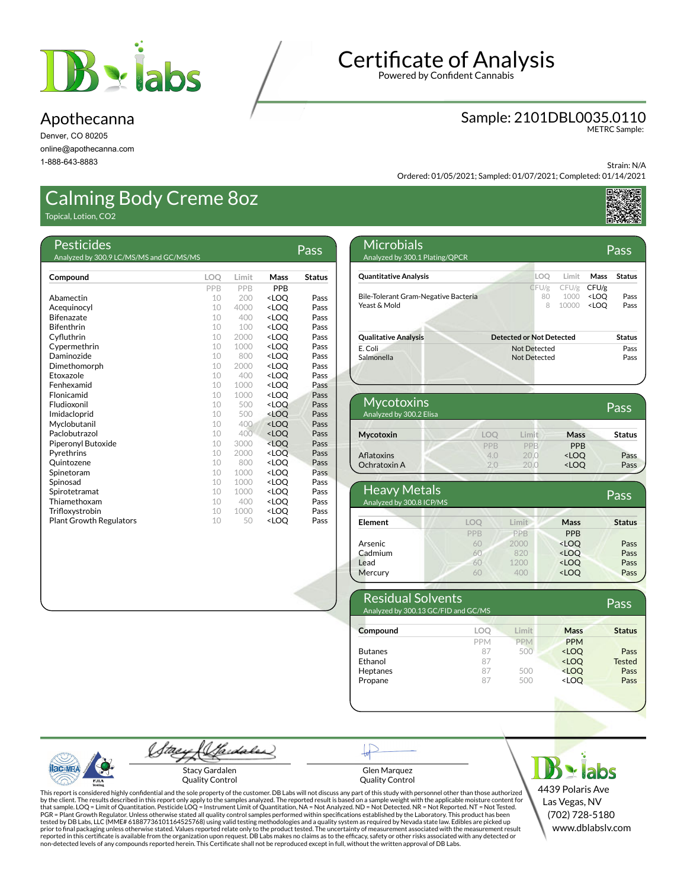# Certificate of Analysis

Powered by Confident Cannabis

## Apothecanna

Denver, CO 80205
online@apothecanna.com
1-888-643-8883

## Sample: 2101DBL0035.0110

METRC Sample:

Strain: N/A
Ordered: 01/05/2021; Sampled: 01/07/2021; Completed: 01/14/2021

# Calming Body Creme 8oz

Topical, Lotion, CO2

## Pesticides — Pass

Analyzed by 300.9 LC/MS/MS and GC/MS/MS

| Compound | LOQ | Limit | Mass | Status |
|---|---|---|---|---|
| | PPB | PPB | PPB | |
| Abamectin | 10 | 200 | <LOQ | Pass |
| Acequinocyl | 10 | 4000 | <LOQ | Pass |
| Bifenazate | 10 | 400 | <LOQ | Pass |
| Bifenthrin | 10 | 100 | <LOQ | Pass |
| Cyfluthrin | 10 | 2000 | <LOQ | Pass |
| Cypermethrin | 10 | 1000 | <LOQ | Pass |
| Daminozide | 10 | 800 | <LOQ | Pass |
| Dimethomorph | 10 | 2000 | <LOQ | Pass |
| Etoxazole | 10 | 400 | <LOQ | Pass |
| Fenhexamid | 10 | 1000 | <LOQ | Pass |
| Flonicamid | 10 | 1000 | <LOQ | Pass |
| Fludioxonil | 10 | 500 | <LOQ | Pass |
| Imidacloprid | 10 | 500 | <LOQ | Pass |
| Myclobutanil | 10 | 400 | <LOQ | Pass |
| Paclobutrazol | 10 | 400 | <LOQ | Pass |
| Piperonyl Butoxide | 10 | 3000 | <LOQ | Pass |
| Pyrethrins | 10 | 2000 | <LOQ | Pass |
| Quintozene | 10 | 800 | <LOQ | Pass |
| Spinetoram | 10 | 1000 | <LOQ | Pass |
| Spinosad | 10 | 1000 | <LOQ | Pass |
| Spirotetramat | 10 | 1000 | <LOQ | Pass |
| Thiamethoxam | 10 | 400 | <LOQ | Pass |
| Trifloxystrobin | 10 | 1000 | <LOQ | Pass |
| Plant Growth Regulators | 10 | 50 | <LOQ | Pass |

## Microbials — Pass

Analyzed by 300.1 Plating/QPCR

| Quantitative Analysis | LOQ | Limit | Mass | Status |
|---|---|---|---|---|
| | CFU/g | CFU/g | CFU/g | |
| Bile-Tolerant Gram-Negative Bacteria | 80 | 1000 | <LOQ | Pass |
| Yeast & Mold | 8 | 10000 | <LOQ | Pass |

| Qualitative Analysis | Detected or Not Detected | Status |
|---|---|---|
| E. Coli | Not Detected | Pass |
| Salmonella | Not Detected | Pass |

## Mycotoxins — Pass

Analyzed by 300.2 Elisa

| Mycotoxin | LOQ | Limit | Mass | Status |
|---|---|---|---|---|
| | PPB | PPB | PPB | |
| Aflatoxins | 4.0 | 20.0 | <LOQ | Pass |
| Ochratoxin A | 2.0 | 20.0 | <LOQ | Pass |

## Heavy Metals — Pass

Analyzed by 300.8 ICP/MS

| Element | LOQ | Limit | Mass | Status |
|---|---|---|---|---|
| | PPB | PPB | PPB | |
| Arsenic | 60 | 2000 | <LOQ | Pass |
| Cadmium | 60 | 820 | <LOQ | Pass |
| Lead | 60 | 1200 | <LOQ | Pass |
| Mercury | 60 | 400 | <LOQ | Pass |

## Residual Solvents — Pass

Analyzed by 300.13 GC/FID and GC/MS

| Compound | LOQ | Limit | Mass | Status |
|---|---|---|---|---|
| | PPM | PPM | PPM | |
| Butanes | 87 | 500 | <LOQ | Pass |
| Ethanol | 87 | | <LOQ | Tested |
| Heptanes | 87 | 500 | <LOQ | Pass |
| Propane | 87 | 500 | <LOQ | Pass |

Stacy Gardalen
Quality Control

Glen Marquez
Quality Control

4439 Polaris Ave
Las Vegas, NV
(702) 728-5180
www.dblabslv.com

This report is considered highly confidential and the sole property of the customer. DB Labs will not discuss any part of this study with personnel other than those authorized by the client. The results described in this report only apply to the samples analyzed. The reported result is based on a sample weight with the applicable moisture content for that sample. LOQ = Limit of Quantitation. Pesticide LOQ = Instrument Limit of Quantitation, NA = Not Analyzed. ND = Not Detected. NR = Not Reported. NT = Not Tested. PGR = Plant Growth Regulator. Unless otherwise stated all quality control samples performed within specifications established by the Laboratory. This product has been tested by DB Labs, LLC (MME# 61887736101164525768) using valid testing methodologies and a quality system as required by Nevada state law. Edibles are picked up prior to final packaging unless otherwise stated. Values reported relate only to the product tested. The uncertainty of measurement associated with the measurement result reported in this certificate is available from the organization upon request. DB Labs makes no claims as to the efficacy, safety or other risks associated with any detected or non-detected levels of any compounds reported herein. This Certificate shall not be reproduced except in full, without the written approval of DB Labs.